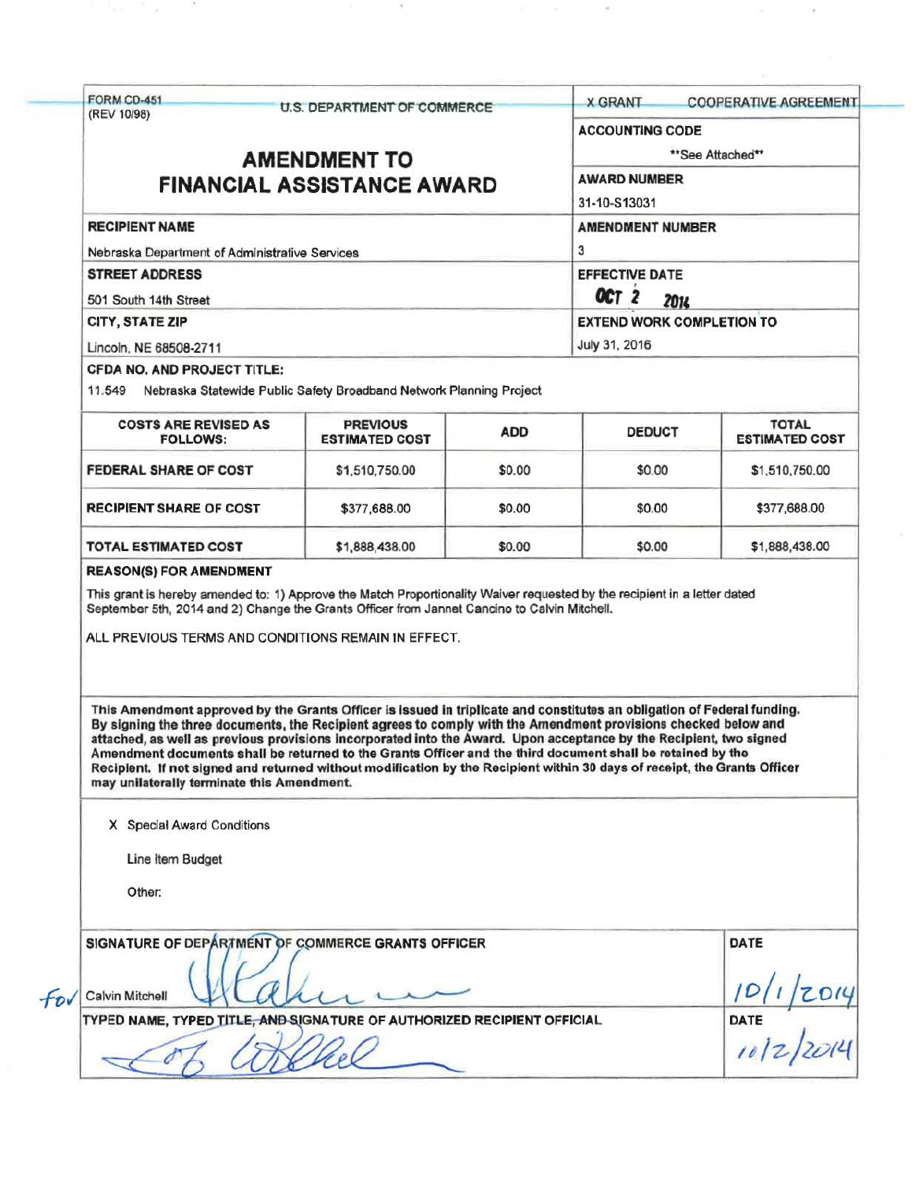FORM CD-451
(REV 10/98)

U.S. DEPARTMENT OF COMMERCE

# AMENDMENT TO FINANCIAL ASSISTANCE AWARD

| | |
|---|---|
| X GRANT | COOPERATIVE AGREEMENT |
| **ACCOUNTING CODE** | **See Attached** |
| **AWARD NUMBER** | 31-10-S13031 |
| **AMENDMENT NUMBER** | 3 |
| **EFFECTIVE DATE** | OCT 2 2014 |
| **EXTEND WORK COMPLETION TO** | July 31, 2016 |

**RECIPIENT NAME**
Nebraska Department of Administrative Services

**STREET ADDRESS**
501 South 14th Street

**CITY, STATE ZIP**
Lincoln, NE 68508-2711

**CFDA NO. AND PROJECT TITLE:**
11.549 Nebraska Statewide Public Safety Broadband Network Planning Project

| COSTS ARE REVISED AS FOLLOWS: | PREVIOUS ESTIMATED COST | ADD | DEDUCT | TOTAL ESTIMATED COST |
|---|---|---|---|---|
| FEDERAL SHARE OF COST | $1,510,750.00 | $0.00 | $0.00 | $1,510,750.00 |
| RECIPIENT SHARE OF COST | $377,688.00 | $0.00 | $0.00 | $377,688.00 |
| TOTAL ESTIMATED COST | $1,888,438.00 | $0.00 | $0.00 | $1,888,438.00 |

**REASON(S) FOR AMENDMENT**

This grant is hereby amended to: 1) Approve the Match Proportionality Waiver requested by the recipient in a letter dated September 5th, 2014 and 2) Change the Grants Officer from Jannet Cancino to Calvin Mitchell.

ALL PREVIOUS TERMS AND CONDITIONS REMAIN IN EFFECT.

**This Amendment approved by the Grants Officer is issued in triplicate and constitutes an obligation of Federal funding. By signing the three documents, the Recipient agrees to comply with the Amendment provisions checked below and attached, as well as previous provisions incorporated into the Award. Upon acceptance by the Recipient, two signed Amendment documents shall be returned to the Grants Officer and the third document shall be retained by the Recipient. If not signed and returned without modification by the Recipient within 30 days of receipt, the Grants Officer may unilaterally terminate this Amendment.**

X Special Award Conditions

Line Item Budget

Other:

| SIGNATURE OF DEPARTMENT OF COMMERCE GRANTS OFFICER | DATE |
|---|---|
| For Calvin Mitchell | 10/1/2014 |

| TYPED NAME, TYPED TITLE, AND SIGNATURE OF AUTHORIZED RECIPIENT OFFICIAL | DATE |
|---|---|
| | 10/2/2014 |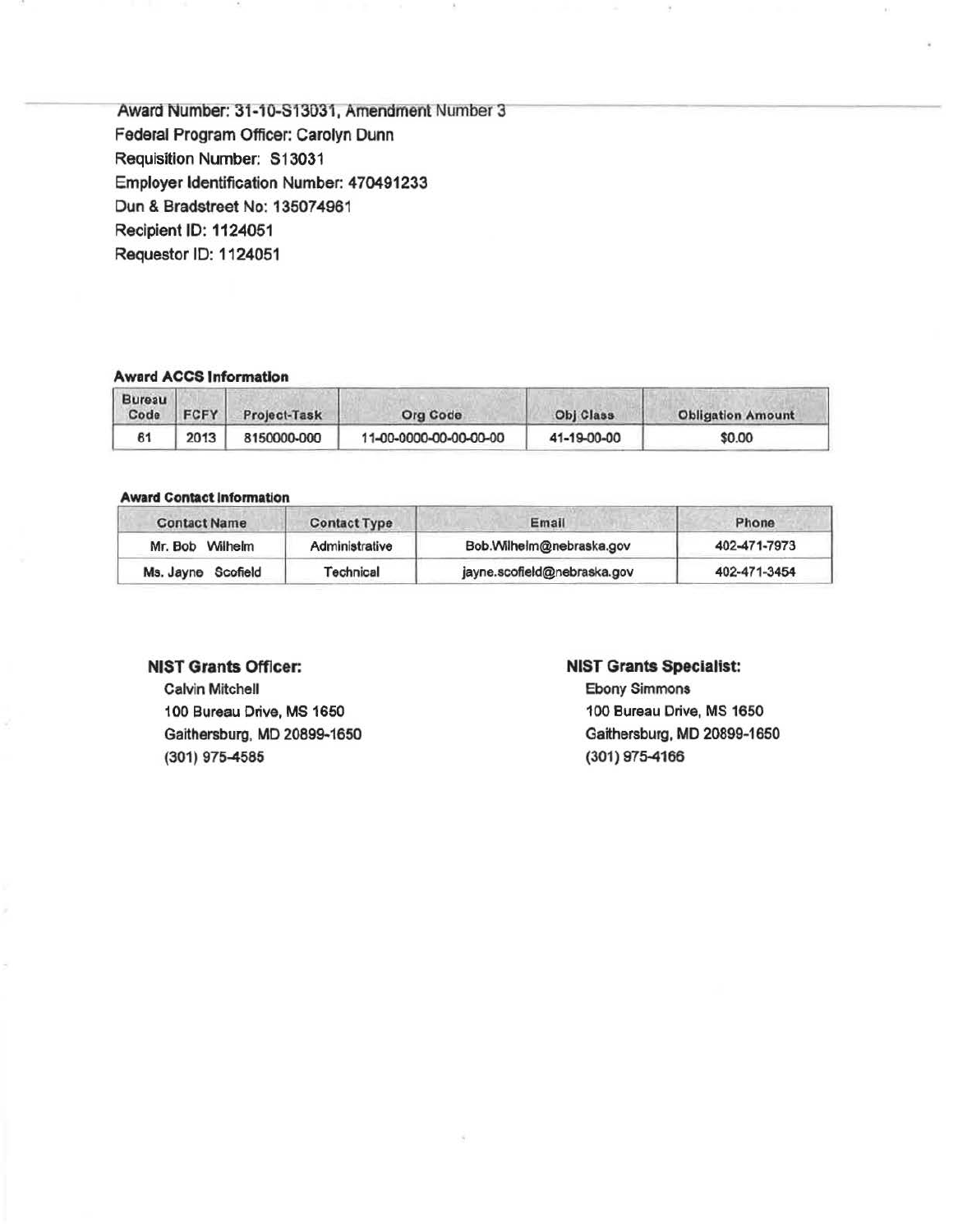Award Number: 31-10-S13031, Amendment Number 3
Federal Program Officer: Carolyn Dunn
Requisition Number: S13031
Employer Identification Number: 470491233
Dun & Bradstreet No: 135074961
Recipient ID: 1124051
Requestor ID: 1124051

**Award ACCS Information**

| Bureau Code | FCFY | Project-Task | Org Code | Obj Class | Obligation Amount |
|---|---|---|---|---|---|
| 61 | 2013 | 8150000-000 | 11-00-0000-00-00-00-00 | 41-19-00-00 | $0.00 |

**Award Contact Information**

| Contact Name | Contact Type | Email | Phone |
|---|---|---|---|
| Mr. Bob Wilhelm | Administrative | Bob.Wilhelm@nebraska.gov | 402-471-7973 |
| Ms. Jayne Scofield | Technical | jayne.scofield@nebraska.gov | 402-471-3454 |

**NIST Grants Officer:**
Calvin Mitchell
100 Bureau Drive, MS 1650
Gaithersburg, MD 20899-1650
(301) 975-4585

**NIST Grants Specialist:**
Ebony Simmons
100 Bureau Drive, MS 1650
Gaithersburg, MD 20899-1650
(301) 975-4166